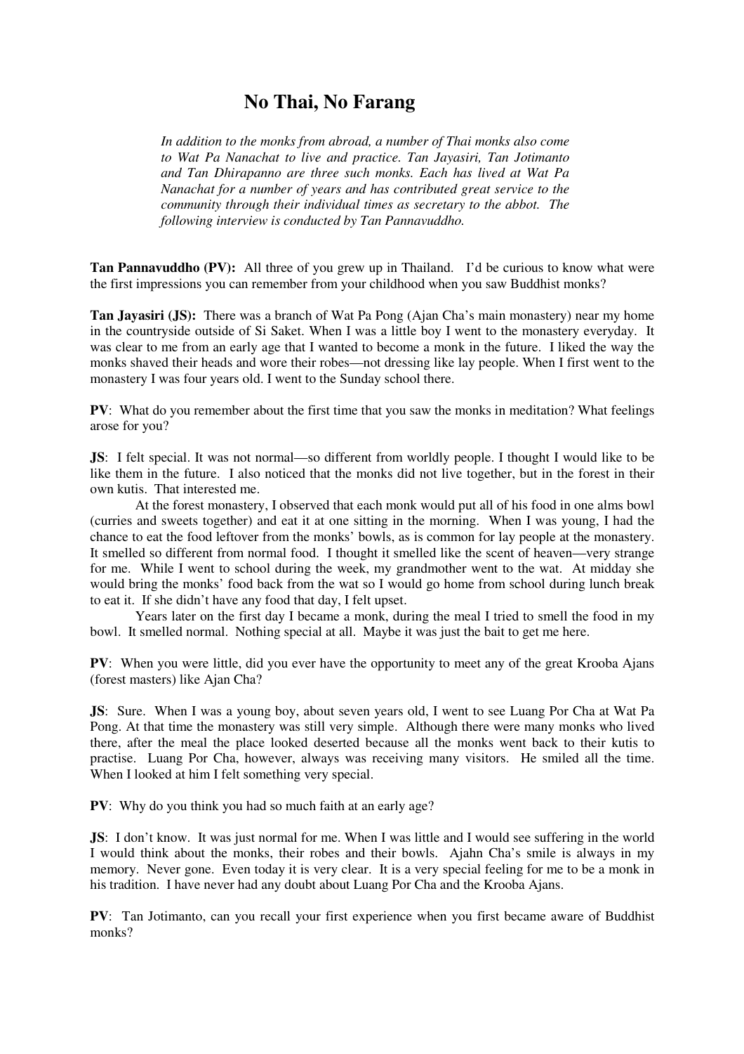# No Thai, No Farang

*In addition to the monks from abroad, a number of Thai monks also come to Wat Pa Nanachat to live and practice. Tan Jayasiri, Tan Jotimanto and Tan Dhirapanno are three such monks. Each has lived at Wat Pa Nanachat for a number of years and has contributed great service to the community through their individual times as secretary to the abbot. The following interview is conducted by Tan Pannavuddho.*

**Tan Pannavuddho (PV):** All three of you grew up in Thailand. I'd be curious to know what were the first impressions you can remember from your childhood when you saw Buddhist monks?

**Tan Jayasiri (JS):** There was a branch of Wat Pa Pong (Ajan Cha's main monastery) near my home in the countryside outside of Si Saket. When I was a little boy I went to the monastery everyday. It was clear to me from an early age that I wanted to become a monk in the future. I liked the way the monks shaved their heads and wore their robes—not dressing like lay people. When I first went to the monastery I was four years old. I went to the Sunday school there.

**PV**: What do you remember about the first time that you saw the monks in meditation? What feelings arose for you?

**JS**: I felt special. It was not normal—so different from worldly people. I thought I would like to be like them in the future. I also noticed that the monks did not live together, but in the forest in their own kutis. That interested me.

At the forest monastery, I observed that each monk would put all of his food in one alms bowl (curries and sweets together) and eat it at one sitting in the morning. When I was young, I had the chance to eat the food leftover from the monks' bowls, as is common for lay people at the monastery. It smelled so different from normal food. I thought it smelled like the scent of heaven—very strange for me. While I went to school during the week, my grandmother went to the wat. At midday she would bring the monks' food back from the wat so I would go home from school during lunch break to eat it. If she didn't have any food that day, I felt upset.

Years later on the first day I became a monk, during the meal I tried to smell the food in my bowl. It smelled normal. Nothing special at all. Maybe it was just the bait to get me here.

**PV**: When you were little, did you ever have the opportunity to meet any of the great Krooba Ajans (forest masters) like Ajan Cha?

**JS**: Sure. When I was a young boy, about seven years old, I went to see Luang Por Cha at Wat Pa Pong. At that time the monastery was still very simple. Although there were many monks who lived there, after the meal the place looked deserted because all the monks went back to their kutis to practise. Luang Por Cha, however, always was receiving many visitors. He smiled all the time. When I looked at him I felt something very special.

**PV**: Why do you think you had so much faith at an early age?

**JS**: I don't know. It was just normal for me. When I was little and I would see suffering in the world I would think about the monks, their robes and their bowls. Ajahn Cha's smile is always in my memory. Never gone. Even today it is very clear. It is a very special feeling for me to be a monk in his tradition. I have never had any doubt about Luang Por Cha and the Krooba Ajans.

**PV**: Tan Jotimanto, can you recall your first experience when you first became aware of Buddhist monks?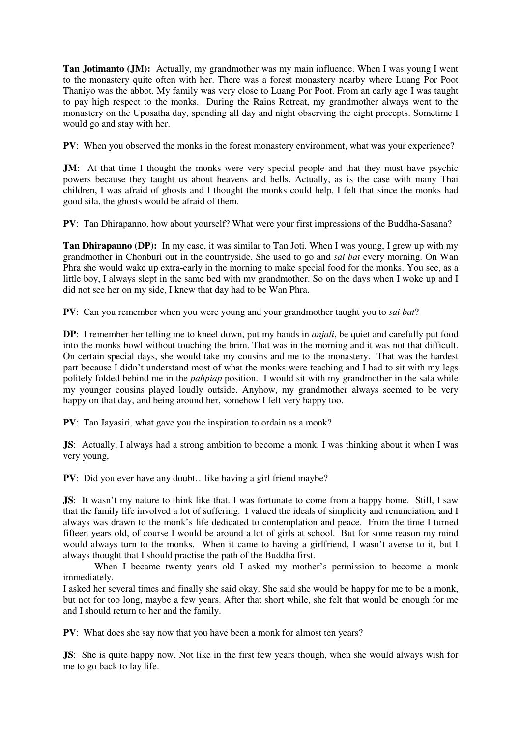**Tan Jotimanto (JM):** Actually, my grandmother was my main influence. When I was young I went to the monastery quite often with her. There was a forest monastery nearby where Luang Por Poot Thaniyo was the abbot. My family was very close to Luang Por Poot. From an early age I was taught to pay high respect to the monks. During the Rains Retreat, my grandmother always went to the monastery on the Uposatha day, spending all day and night observing the eight precepts. Sometime I would go and stay with her.

**PV**: When you observed the monks in the forest monastery environment, what was your experience?

**JM**: At that time I thought the monks were very special people and that they must have psychic powers because they taught us about heavens and hells. Actually, as is the case with many Thai children, I was afraid of ghosts and I thought the monks could help. I felt that since the monks had good sila, the ghosts would be afraid of them.

**PV**: Tan Dhirapanno, how about yourself? What were your first impressions of the Buddha-Sasana?

**Tan Dhirapanno (DP):** In my case, it was similar to Tan Joti. When I was young, I grew up with my grandmother in Chonburi out in the countryside. She used to go and *sai bat* every morning. On Wan Phra she would wake up extra-early in the morning to make special food for the monks. You see, as a little boy, I always slept in the same bed with my grandmother. So on the days when I woke up and I did not see her on my side, I knew that day had to be Wan Phra.

**PV**: Can you remember when you were young and your grandmother taught you to *sai bat*?

**DP**: I remember her telling me to kneel down, put my hands in *anjali*, be quiet and carefully put food into the monks bowl without touching the brim. That was in the morning and it was not that difficult. On certain special days, she would take my cousins and me to the monastery. That was the hardest part because I didn't understand most of what the monks were teaching and I had to sit with my legs politely folded behind me in the *pahpiap* position. I would sit with my grandmother in the sala while my younger cousins played loudly outside. Anyhow, my grandmother always seemed to be very happy on that day, and being around her, somehow I felt very happy too.

**PV**: Tan Jayasiri, what gave you the inspiration to ordain as a monk?

**JS**: Actually, I always had a strong ambition to become a monk. I was thinking about it when I was very young,

**PV**: Did you ever have any doubt…like having a girl friend maybe?

**JS**: It wasn't my nature to think like that. I was fortunate to come from a happy home. Still, I saw that the family life involved a lot of suffering. I valued the ideals of simplicity and renunciation, and I always was drawn to the monk's life dedicated to contemplation and peace. From the time I turned fifteen years old, of course I would be around a lot of girls at school. But for some reason my mind would always turn to the monks. When it came to having a girlfriend, I wasn't averse to it, but I always thought that I should practise the path of the Buddha first.

When I became twenty years old I asked my mother's permission to become a monk immediately.

I asked her several times and finally she said okay. She said she would be happy for me to be a monk, but not for too long, maybe a few years. After that short while, she felt that would be enough for me and I should return to her and the family.

**PV**: What does she say now that you have been a monk for almost ten years?

**JS**: She is quite happy now. Not like in the first few years though, when she would always wish for me to go back to lay life.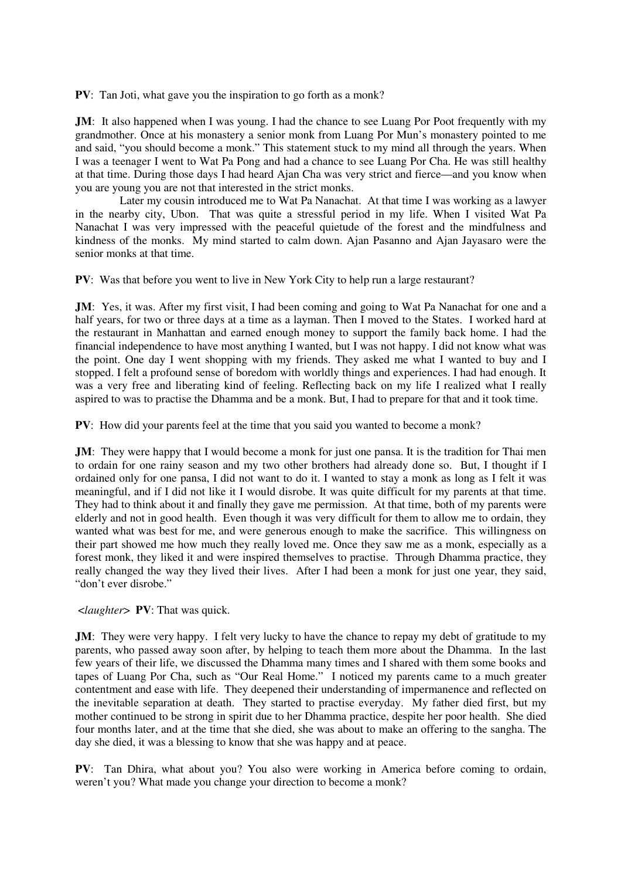**PV**: Tan Joti, what gave you the inspiration to go forth as a monk?

**JM**: It also happened when I was young. I had the chance to see Luang Por Poot frequently with my grandmother. Once at his monastery a senior monk from Luang Por Mun's monastery pointed to me and said, "you should become a monk." This statement stuck to my mind all through the years. When I was a teenager I went to Wat Pa Pong and had a chance to see Luang Por Cha. He was still healthy at that time. During those days I had heard Ajan Cha was very strict and fierce—and you know when you are young you are not that interested in the strict monks.

Later my cousin introduced me to Wat Pa Nanachat. At that time I was working as a lawyer in the nearby city, Ubon. That was quite a stressful period in my life. When I visited Wat Pa Nanachat I was very impressed with the peaceful quietude of the forest and the mindfulness and kindness of the monks. My mind started to calm down. Ajan Pasanno and Ajan Jayasaro were the senior monks at that time.

**PV**: Was that before you went to live in New York City to help run a large restaurant?

**JM**: Yes, it was. After my first visit, I had been coming and going to Wat Pa Nanachat for one and a half years, for two or three days at a time as a layman. Then I moved to the States. I worked hard at the restaurant in Manhattan and earned enough money to support the family back home. I had the financial independence to have most anything I wanted, but I was not happy. I did not know what was the point. One day I went shopping with my friends. They asked me what I wanted to buy and I stopped. I felt a profound sense of boredom with worldly things and experiences. I had had enough. It was a very free and liberating kind of feeling. Reflecting back on my life I realized what I really aspired to was to practise the Dhamma and be a monk. But, I had to prepare for that and it took time.

**PV**: How did your parents feel at the time that you said you wanted to become a monk?

**JM**: They were happy that I would become a monk for just one pansa. It is the tradition for Thai men to ordain for one rainy season and my two other brothers had already done so. But, I thought if I ordained only for one pansa, I did not want to do it. I wanted to stay a monk as long as I felt it was meaningful, and if I did not like it I would disrobe. It was quite difficult for my parents at that time. They had to think about it and finally they gave me permission. At that time, both of my parents were elderly and not in good health. Even though it was very difficult for them to allow me to ordain, they wanted what was best for me, and were generous enough to make the sacrifice. This willingness on their part showed me how much they really loved me. Once they saw me as a monk, especially as a forest monk, they liked it and were inspired themselves to practise. Through Dhamma practice, they really changed the way they lived their lives. After I had been a monk for just one year, they said, "don't ever disrobe."

*<laughter>* **PV**: That was quick.

**JM**: They were very happy. I felt very lucky to have the chance to repay my debt of gratitude to my parents, who passed away soon after, by helping to teach them more about the Dhamma. In the last few years of their life, we discussed the Dhamma many times and I shared with them some books and tapes of Luang Por Cha, such as "Our Real Home." I noticed my parents came to a much greater contentment and ease with life. They deepened their understanding of impermanence and reflected on the inevitable separation at death. They started to practise everyday. My father died first, but my mother continued to be strong in spirit due to her Dhamma practice, despite her poor health. She died four months later, and at the time that she died, she was about to make an offering to the sangha. The day she died, it was a blessing to know that she was happy and at peace.

**PV**: Tan Dhira, what about you? You also were working in America before coming to ordain, weren't you? What made you change your direction to become a monk?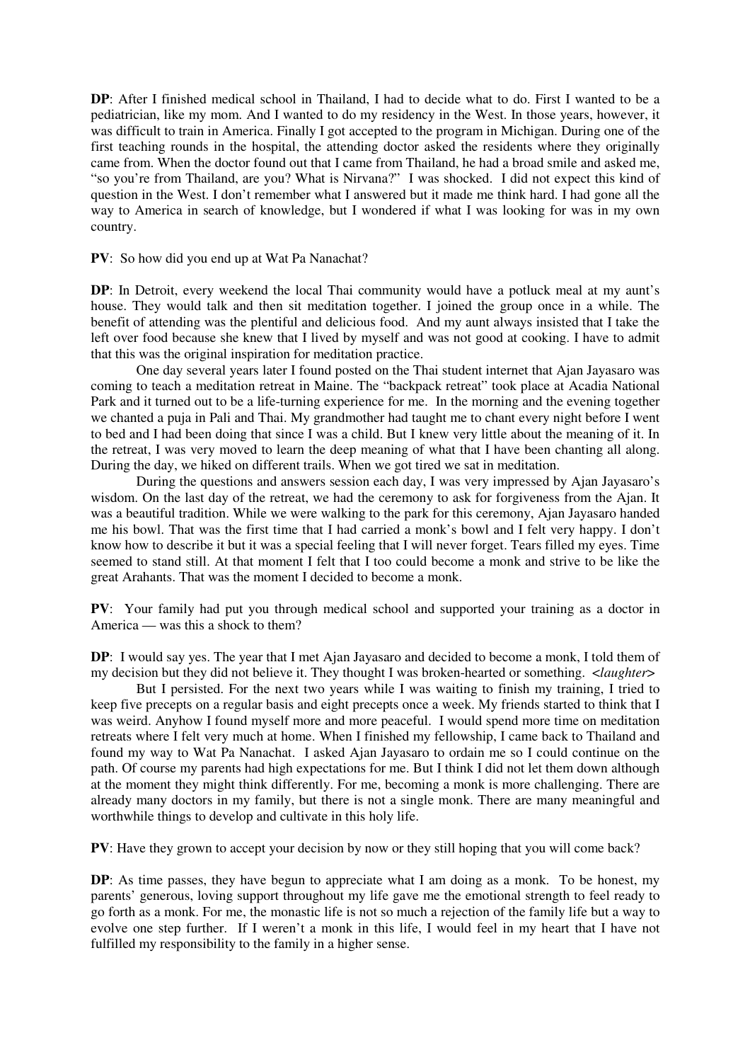**DP**: After I finished medical school in Thailand, I had to decide what to do. First I wanted to be a pediatrician, like my mom. And I wanted to do my residency in the West. In those years, however, it was difficult to train in America. Finally I got accepted to the program in Michigan. During one of the first teaching rounds in the hospital, the attending doctor asked the residents where they originally came from. When the doctor found out that I came from Thailand, he had a broad smile and asked me, "so you're from Thailand, are you? What is Nirvana?" I was shocked. I did not expect this kind of question in the West. I don't remember what I answered but it made me think hard. I had gone all the way to America in search of knowledge, but I wondered if what I was looking for was in my own country.

**PV**: So how did you end up at Wat Pa Nanachat?

**DP**: In Detroit, every weekend the local Thai community would have a potluck meal at my aunt's house. They would talk and then sit meditation together. I joined the group once in a while. The benefit of attending was the plentiful and delicious food. And my aunt always insisted that I take the left over food because she knew that I lived by myself and was not good at cooking. I have to admit that this was the original inspiration for meditation practice.

One day several years later I found posted on the Thai student internet that Ajan Jayasaro was coming to teach a meditation retreat in Maine. The "backpack retreat" took place at Acadia National Park and it turned out to be a life-turning experience for me. In the morning and the evening together we chanted a puja in Pali and Thai. My grandmother had taught me to chant every night before I went to bed and I had been doing that since I was a child. But I knew very little about the meaning of it. In the retreat, I was very moved to learn the deep meaning of what that I have been chanting all along. During the day, we hiked on different trails. When we got tired we sat in meditation.

During the questions and answers session each day, I was very impressed by Ajan Jayasaro's wisdom. On the last day of the retreat, we had the ceremony to ask for forgiveness from the Ajan. It was a beautiful tradition. While we were walking to the park for this ceremony, Ajan Jayasaro handed me his bowl. That was the first time that I had carried a monk's bowl and I felt very happy. I don't know how to describe it but it was a special feeling that I will never forget. Tears filled my eyes. Time seemed to stand still. At that moment I felt that I too could become a monk and strive to be like the great Arahants. That was the moment I decided to become a monk.

**PV**: Your family had put you through medical school and supported your training as a doctor in America — was this a shock to them?

**DP**: I would say yes. The year that I met Ajan Jayasaro and decided to become a monk, I told them of my decision but they did not believe it. They thought I was broken-hearted or something. <*laughter*>

But I persisted. For the next two years while I was waiting to finish my training, I tried to keep five precepts on a regular basis and eight precepts once a week. My friends started to think that I was weird. Anyhow I found myself more and more peaceful. I would spend more time on meditation retreats where I felt very much at home. When I finished my fellowship, I came back to Thailand and found my way to Wat Pa Nanachat. I asked Ajan Jayasaro to ordain me so I could continue on the path. Of course my parents had high expectations for me. But I think I did not let them down although at the moment they might think differently. For me, becoming a monk is more challenging. There are already many doctors in my family, but there is not a single monk. There are many meaningful and worthwhile things to develop and cultivate in this holy life.

**PV**: Have they grown to accept your decision by now or they still hoping that you will come back?

**DP**: As time passes, they have begun to appreciate what I am doing as a monk. To be honest, my parents' generous, loving support throughout my life gave me the emotional strength to feel ready to go forth as a monk. For me, the monastic life is not so much a rejection of the family life but a way to evolve one step further. If I weren't a monk in this life, I would feel in my heart that I have not fulfilled my responsibility to the family in a higher sense.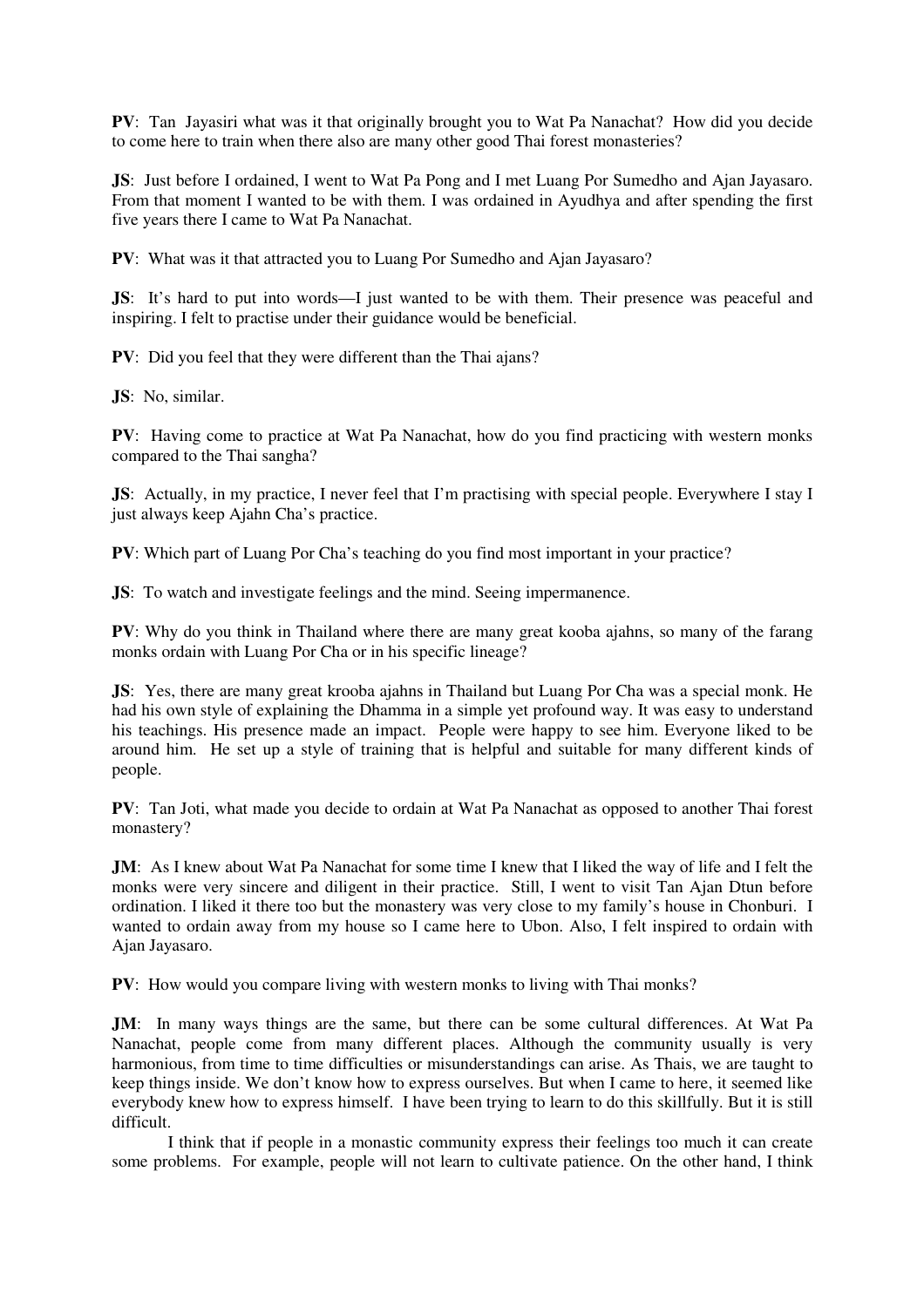**PV**: Tan Jayasiri what was it that originally brought you to Wat Pa Nanachat? How did you decide to come here to train when there also are many other good Thai forest monasteries?

**JS**: Just before I ordained, I went to Wat Pa Pong and I met Luang Por Sumedho and Ajan Jayasaro. From that moment I wanted to be with them. I was ordained in Ayudhya and after spending the first five years there I came to Wat Pa Nanachat.

**PV**: What was it that attracted you to Luang Por Sumedho and Ajan Jayasaro?

**JS**: It's hard to put into words—I just wanted to be with them. Their presence was peaceful and inspiring. I felt to practise under their guidance would be beneficial.

**PV**: Did you feel that they were different than the Thai ajans?

**JS**: No, similar.

**PV**: Having come to practice at Wat Pa Nanachat, how do you find practicing with western monks compared to the Thai sangha?

**JS**: Actually, in my practice, I never feel that I'm practising with special people. Everywhere I stay I just always keep Ajahn Cha's practice.

**PV**: Which part of Luang Por Cha's teaching do you find most important in your practice?

**JS**: To watch and investigate feelings and the mind. Seeing impermanence.

**PV**: Why do you think in Thailand where there are many great kooba ajahns, so many of the farang monks ordain with Luang Por Cha or in his specific lineage?

**JS**: Yes, there are many great krooba ajahns in Thailand but Luang Por Cha was a special monk. He had his own style of explaining the Dhamma in a simple yet profound way. It was easy to understand his teachings. His presence made an impact. People were happy to see him. Everyone liked to be around him. He set up a style of training that is helpful and suitable for many different kinds of people.

**PV**: Tan Joti, what made you decide to ordain at Wat Pa Nanachat as opposed to another Thai forest monastery?

**JM**: As I knew about Wat Pa Nanachat for some time I knew that I liked the way of life and I felt the monks were very sincere and diligent in their practice. Still, I went to visit Tan Ajan Dtun before ordination. I liked it there too but the monastery was very close to my family's house in Chonburi. I wanted to ordain away from my house so I came here to Ubon. Also, I felt inspired to ordain with Ajan Jayasaro.

**PV**: How would you compare living with western monks to living with Thai monks?

**JM**: In many ways things are the same, but there can be some cultural differences. At Wat Pa Nanachat, people come from many different places. Although the community usually is very harmonious, from time to time difficulties or misunderstandings can arise. As Thais, we are taught to keep things inside. We don't know how to express ourselves. But when I came to here, it seemed like everybody knew how to express himself. I have been trying to learn to do this skillfully. But it is still difficult.

I think that if people in a monastic community express their feelings too much it can create some problems. For example, people will not learn to cultivate patience. On the other hand, I think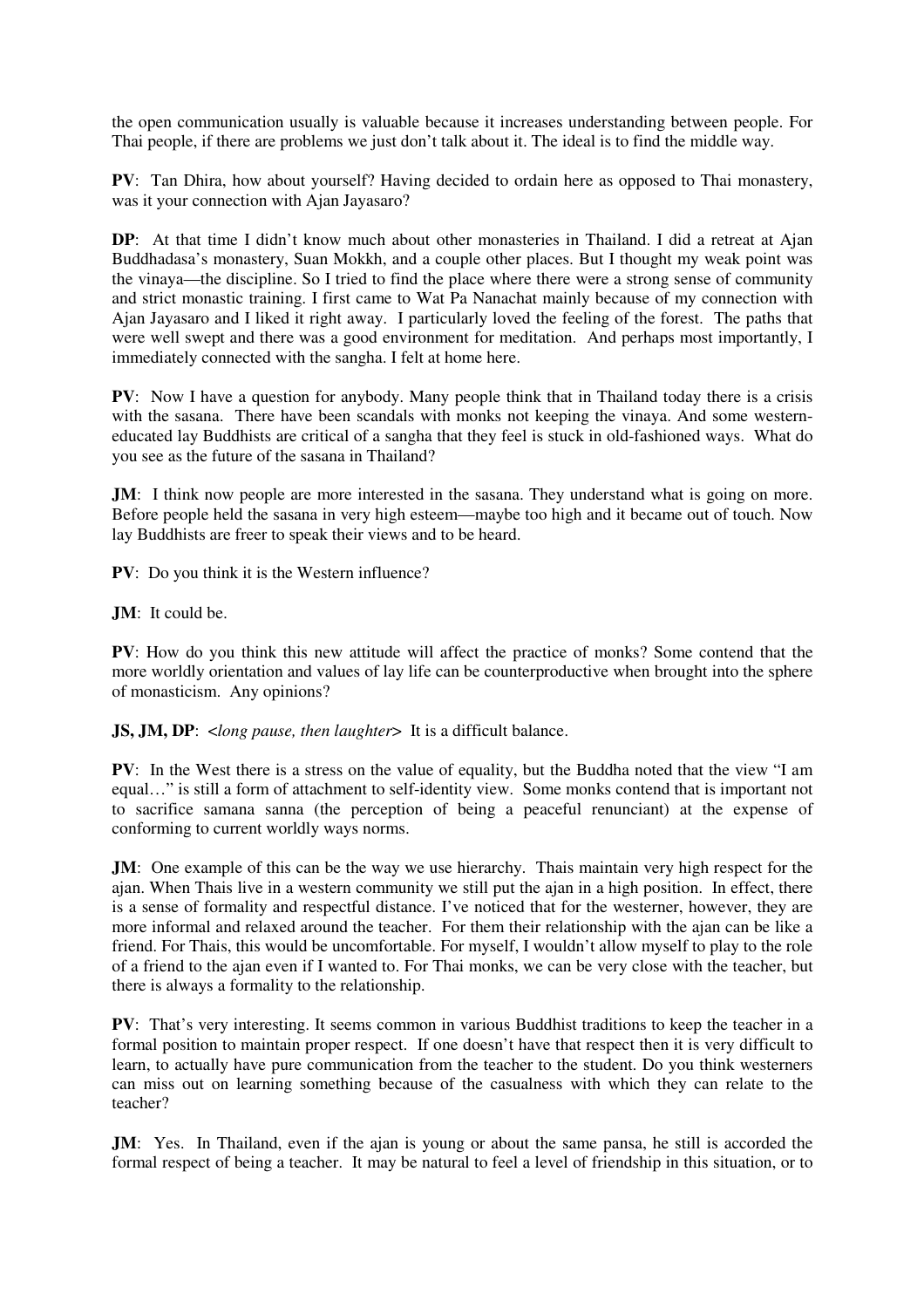the open communication usually is valuable because it increases understanding between people. For Thai people, if there are problems we just don't talk about it. The ideal is to find the middle way.

**PV**: Tan Dhira, how about yourself? Having decided to ordain here as opposed to Thai monastery, was it your connection with Ajan Jayasaro?

**DP**: At that time I didn't know much about other monasteries in Thailand. I did a retreat at Ajan Buddhadasa's monastery, Suan Mokkh, and a couple other places. But I thought my weak point was the vinaya—the discipline. So I tried to find the place where there were a strong sense of community and strict monastic training. I first came to Wat Pa Nanachat mainly because of my connection with Ajan Jayasaro and I liked it right away. I particularly loved the feeling of the forest. The paths that were well swept and there was a good environment for meditation. And perhaps most importantly, I immediately connected with the sangha. I felt at home here.

**PV**: Now I have a question for anybody. Many people think that in Thailand today there is a crisis with the sasana. There have been scandals with monks not keeping the vinaya. And some western-educated lay Buddhists are critical of a sangha that they feel is stuck in old-fashioned ways. What do you see as the future of the sasana in Thailand?

**JM**: I think now people are more interested in the sasana. They understand what is going on more. Before people held the sasana in very high esteem—maybe too high and it became out of touch. Now lay Buddhists are freer to speak their views and to be heard.

**PV**: Do you think it is the Western influence?

**JM**: It could be.

**PV**: How do you think this new attitude will affect the practice of monks? Some contend that the more worldly orientation and values of lay life can be counterproductive when brought into the sphere of monasticism. Any opinions?

**JS, JM, DP**: <*long pause, then laughter*> It is a difficult balance.

**PV**: In the West there is a stress on the value of equality, but the Buddha noted that the view "I am equal…" is still a form of attachment to self-identity view. Some monks contend that is important not to sacrifice samana sanna (the perception of being a peaceful renunciant) at the expense of conforming to current worldly ways norms.

**JM**: One example of this can be the way we use hierarchy. Thais maintain very high respect for the ajan. When Thais live in a western community we still put the ajan in a high position. In effect, there is a sense of formality and respectful distance. I've noticed that for the westerner, however, they are more informal and relaxed around the teacher. For them their relationship with the ajan can be like a friend. For Thais, this would be uncomfortable. For myself, I wouldn't allow myself to play to the role of a friend to the ajan even if I wanted to. For Thai monks, we can be very close with the teacher, but there is always a formality to the relationship.

**PV**: That's very interesting. It seems common in various Buddhist traditions to keep the teacher in a formal position to maintain proper respect. If one doesn't have that respect then it is very difficult to learn, to actually have pure communication from the teacher to the student. Do you think westerners can miss out on learning something because of the casualness with which they can relate to the teacher?

**JM**: Yes. In Thailand, even if the ajan is young or about the same pansa, he still is accorded the formal respect of being a teacher. It may be natural to feel a level of friendship in this situation, or to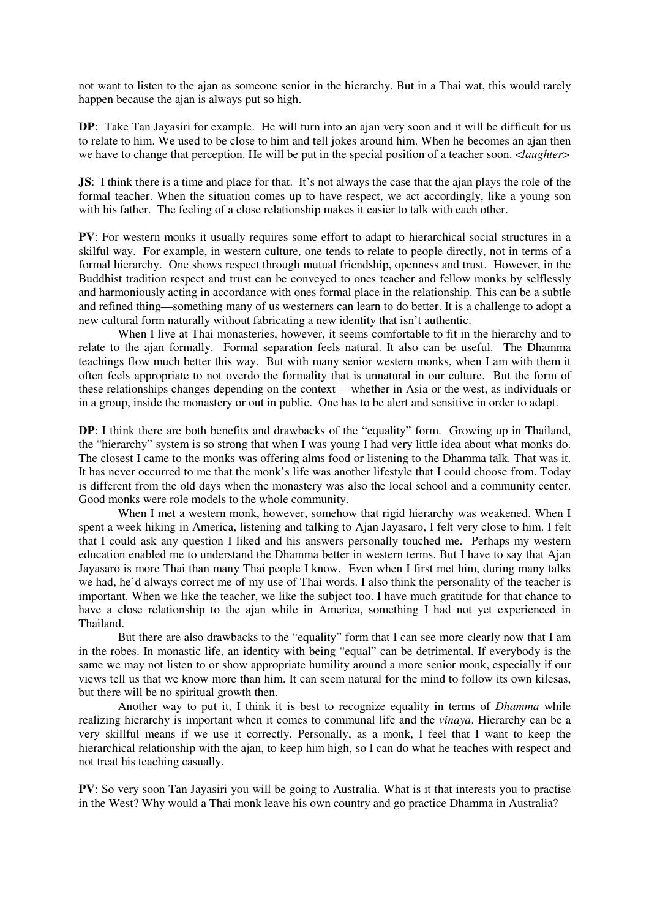not want to listen to the ajan as someone senior in the hierarchy. But in a Thai wat, this would rarely happen because the ajan is always put so high.

**DP**: Take Tan Jayasiri for example. He will turn into an ajan very soon and it will be difficult for us to relate to him. We used to be close to him and tell jokes around him. When he becomes an ajan then we have to change that perception. He will be put in the special position of a teacher soon. <*laughter*>

**JS**: I think there is a time and place for that. It's not always the case that the ajan plays the role of the formal teacher. When the situation comes up to have respect, we act accordingly, like a young son with his father. The feeling of a close relationship makes it easier to talk with each other.

**PV**: For western monks it usually requires some effort to adapt to hierarchical social structures in a skilful way. For example, in western culture, one tends to relate to people directly, not in terms of a formal hierarchy. One shows respect through mutual friendship, openness and trust. However, in the Buddhist tradition respect and trust can be conveyed to ones teacher and fellow monks by selflessly and harmoniously acting in accordance with ones formal place in the relationship. This can be a subtle and refined thing—something many of us westerners can learn to do better. It is a challenge to adopt a new cultural form naturally without fabricating a new identity that isn't authentic.

When I live at Thai monasteries, however, it seems comfortable to fit in the hierarchy and to relate to the ajan formally. Formal separation feels natural. It also can be useful. The Dhamma teachings flow much better this way. But with many senior western monks, when I am with them it often feels appropriate to not overdo the formality that is unnatural in our culture. But the form of these relationships changes depending on the context —whether in Asia or the west, as individuals or in a group, inside the monastery or out in public. One has to be alert and sensitive in order to adapt.

**DP**: I think there are both benefits and drawbacks of the "equality" form. Growing up in Thailand, the "hierarchy" system is so strong that when I was young I had very little idea about what monks do. The closest I came to the monks was offering alms food or listening to the Dhamma talk. That was it. It has never occurred to me that the monk's life was another lifestyle that I could choose from. Today is different from the old days when the monastery was also the local school and a community center. Good monks were role models to the whole community.

When I met a western monk, however, somehow that rigid hierarchy was weakened. When I spent a week hiking in America, listening and talking to Ajan Jayasaro, I felt very close to him. I felt that I could ask any question I liked and his answers personally touched me. Perhaps my western education enabled me to understand the Dhamma better in western terms. But I have to say that Ajan Jayasaro is more Thai than many Thai people I know. Even when I first met him, during many talks we had, he'd always correct me of my use of Thai words. I also think the personality of the teacher is important. When we like the teacher, we like the subject too. I have much gratitude for that chance to have a close relationship to the ajan while in America, something I had not yet experienced in Thailand.

But there are also drawbacks to the "equality" form that I can see more clearly now that I am in the robes. In monastic life, an identity with being "equal" can be detrimental. If everybody is the same we may not listen to or show appropriate humility around a more senior monk, especially if our views tell us that we know more than him. It can seem natural for the mind to follow its own kilesas, but there will be no spiritual growth then.

Another way to put it, I think it is best to recognize equality in terms of *Dhamma* while realizing hierarchy is important when it comes to communal life and the *vinaya*. Hierarchy can be a very skillful means if we use it correctly. Personally, as a monk, I feel that I want to keep the hierarchical relationship with the ajan, to keep him high, so I can do what he teaches with respect and not treat his teaching casually.

**PV**: So very soon Tan Jayasiri you will be going to Australia. What is it that interests you to practise in the West? Why would a Thai monk leave his own country and go practice Dhamma in Australia?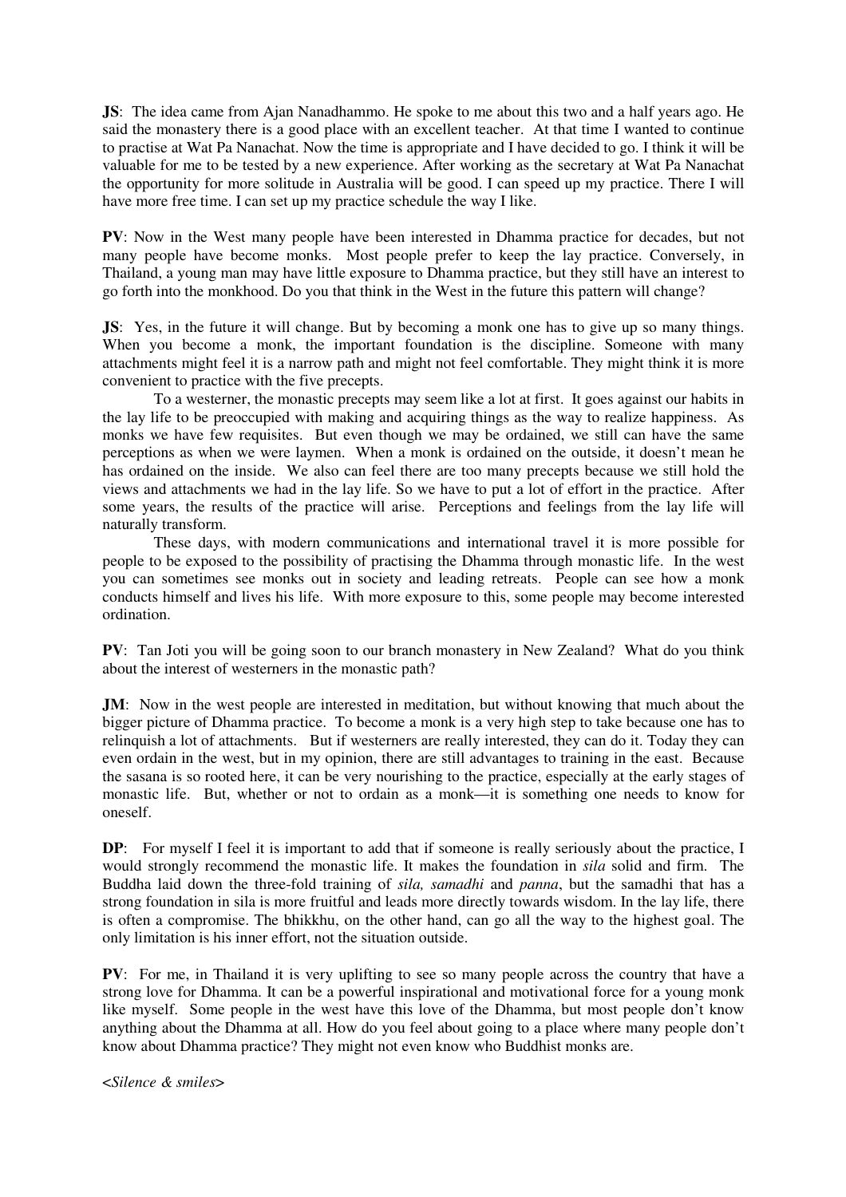**JS**: The idea came from Ajan Nanadhammo. He spoke to me about this two and a half years ago. He said the monastery there is a good place with an excellent teacher. At that time I wanted to continue to practise at Wat Pa Nanachat. Now the time is appropriate and I have decided to go. I think it will be valuable for me to be tested by a new experience. After working as the secretary at Wat Pa Nanachat the opportunity for more solitude in Australia will be good. I can speed up my practice. There I will have more free time. I can set up my practice schedule the way I like.

**PV**: Now in the West many people have been interested in Dhamma practice for decades, but not many people have become monks. Most people prefer to keep the lay practice. Conversely, in Thailand, a young man may have little exposure to Dhamma practice, but they still have an interest to go forth into the monkhood. Do you that think in the West in the future this pattern will change?

**JS**: Yes, in the future it will change. But by becoming a monk one has to give up so many things. When you become a monk, the important foundation is the discipline. Someone with many attachments might feel it is a narrow path and might not feel comfortable. They might think it is more convenient to practice with the five precepts.

To a westerner, the monastic precepts may seem like a lot at first. It goes against our habits in the lay life to be preoccupied with making and acquiring things as the way to realize happiness. As monks we have few requisites. But even though we may be ordained, we still can have the same perceptions as when we were laymen. When a monk is ordained on the outside, it doesn't mean he has ordained on the inside. We also can feel there are too many precepts because we still hold the views and attachments we had in the lay life. So we have to put a lot of effort in the practice. After some years, the results of the practice will arise. Perceptions and feelings from the lay life will naturally transform.

These days, with modern communications and international travel it is more possible for people to be exposed to the possibility of practising the Dhamma through monastic life. In the west you can sometimes see monks out in society and leading retreats. People can see how a monk conducts himself and lives his life. With more exposure to this, some people may become interested ordination.

**PV**: Tan Joti you will be going soon to our branch monastery in New Zealand? What do you think about the interest of westerners in the monastic path?

**JM**: Now in the west people are interested in meditation, but without knowing that much about the bigger picture of Dhamma practice. To become a monk is a very high step to take because one has to relinquish a lot of attachments. But if westerners are really interested, they can do it. Today they can even ordain in the west, but in my opinion, there are still advantages to training in the east. Because the sasana is so rooted here, it can be very nourishing to the practice, especially at the early stages of monastic life. But, whether or not to ordain as a monk—it is something one needs to know for oneself.

**DP**: For myself I feel it is important to add that if someone is really seriously about the practice, I would strongly recommend the monastic life. It makes the foundation in *sila* solid and firm. The Buddha laid down the three-fold training of *sila, samadhi* and *panna*, but the samadhi that has a strong foundation in sila is more fruitful and leads more directly towards wisdom. In the lay life, there is often a compromise. The bhikkhu, on the other hand, can go all the way to the highest goal. The only limitation is his inner effort, not the situation outside.

**PV**: For me, in Thailand it is very uplifting to see so many people across the country that have a strong love for Dhamma. It can be a powerful inspirational and motivational force for a young monk like myself. Some people in the west have this love of the Dhamma, but most people don't know anything about the Dhamma at all. How do you feel about going to a place where many people don't know about Dhamma practice? They might not even know who Buddhist monks are.

<*Silence & smiles*>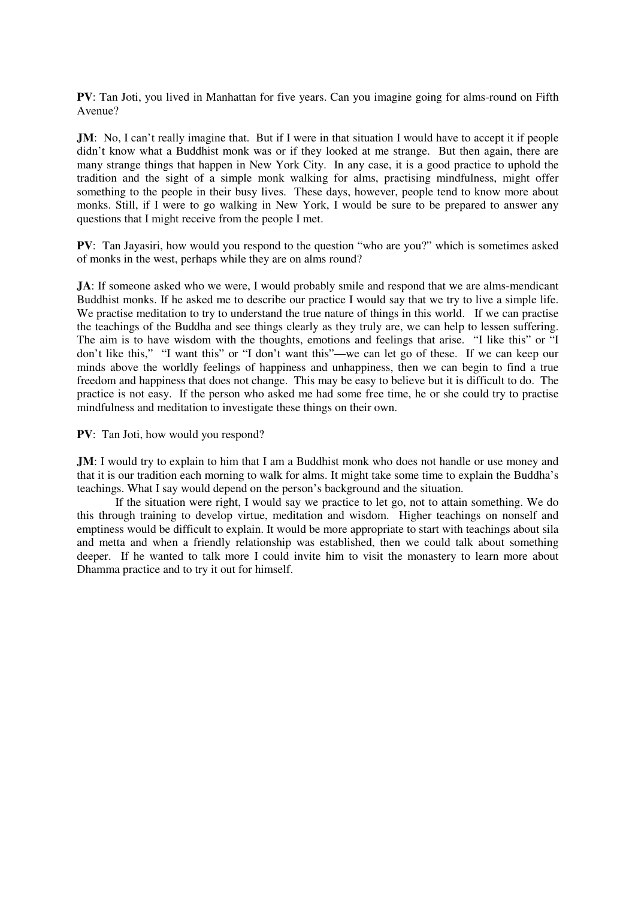**PV**: Tan Joti, you lived in Manhattan for five years. Can you imagine going for alms-round on Fifth Avenue?

**JM**: No, I can't really imagine that. But if I were in that situation I would have to accept it if people didn't know what a Buddhist monk was or if they looked at me strange. But then again, there are many strange things that happen in New York City. In any case, it is a good practice to uphold the tradition and the sight of a simple monk walking for alms, practising mindfulness, might offer something to the people in their busy lives. These days, however, people tend to know more about monks. Still, if I were to go walking in New York, I would be sure to be prepared to answer any questions that I might receive from the people I met.

**PV**: Tan Jayasiri, how would you respond to the question "who are you?" which is sometimes asked of monks in the west, perhaps while they are on alms round?

**JA**: If someone asked who we were, I would probably smile and respond that we are alms-mendicant Buddhist monks. If he asked me to describe our practice I would say that we try to live a simple life. We practise meditation to try to understand the true nature of things in this world. If we can practise the teachings of the Buddha and see things clearly as they truly are, we can help to lessen suffering. The aim is to have wisdom with the thoughts, emotions and feelings that arise. "I like this" or "I don't like this," "I want this" or "I don't want this"—we can let go of these. If we can keep our minds above the worldly feelings of happiness and unhappiness, then we can begin to find a true freedom and happiness that does not change. This may be easy to believe but it is difficult to do. The practice is not easy. If the person who asked me had some free time, he or she could try to practise mindfulness and meditation to investigate these things on their own.

**PV**: Tan Joti, how would you respond?

**JM**: I would try to explain to him that I am a Buddhist monk who does not handle or use money and that it is our tradition each morning to walk for alms. It might take some time to explain the Buddha's teachings. What I say would depend on the person's background and the situation.

If the situation were right, I would say we practice to let go, not to attain something. We do this through training to develop virtue, meditation and wisdom. Higher teachings on nonself and emptiness would be difficult to explain. It would be more appropriate to start with teachings about sila and metta and when a friendly relationship was established, then we could talk about something deeper. If he wanted to talk more I could invite him to visit the monastery to learn more about Dhamma practice and to try it out for himself.